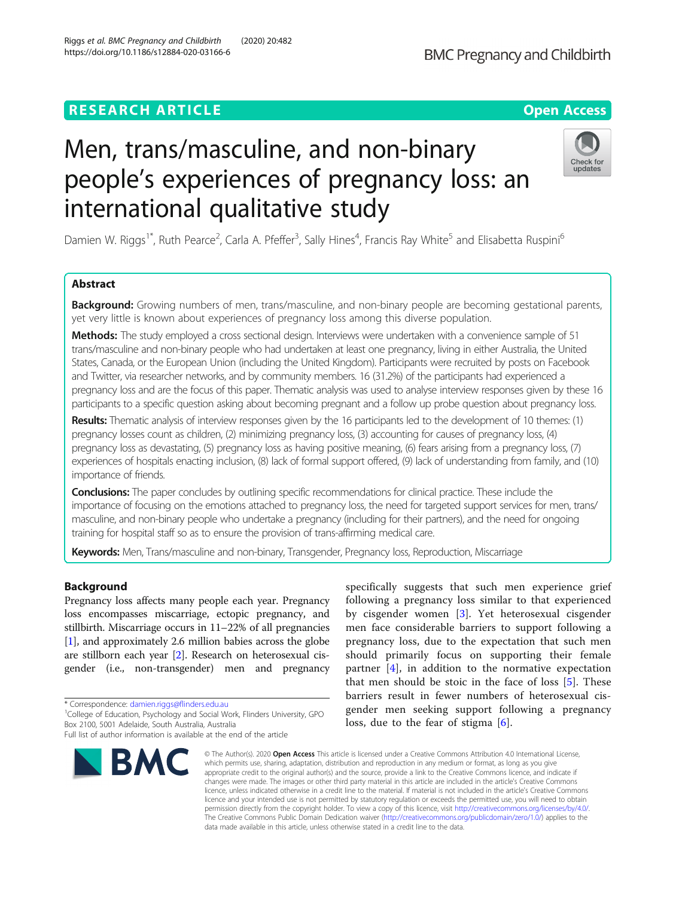RESEARCH ARTICLE

Open Access

# Men, trans/masculine, and non-binary people's experiences of pregnancy loss: an international qualitative study

Damien W. Riggs[1*], Ruth Pearce[2], Carla A. Pfeffer[3], Sally Hines[4], Francis Ray White[5] and Elisabetta Ruspini[6]

## Abstract

**Background:** Growing numbers of men, trans/masculine, and non-binary people are becoming gestational parents, yet very little is known about experiences of pregnancy loss among this diverse population.

**Methods:** The study employed a cross sectional design. Interviews were undertaken with a convenience sample of 51 trans/masculine and non-binary people who had undertaken at least one pregnancy, living in either Australia, the United States, Canada, or the European Union (including the United Kingdom). Participants were recruited by posts on Facebook and Twitter, via researcher networks, and by community members. 16 (31.2%) of the participants had experienced a pregnancy loss and are the focus of this paper. Thematic analysis was used to analyse interview responses given by these 16 participants to a specific question asking about becoming pregnant and a follow up probe question about pregnancy loss.

**Results:** Thematic analysis of interview responses given by the 16 participants led to the development of 10 themes: (1) pregnancy losses count as children, (2) minimizing pregnancy loss, (3) accounting for causes of pregnancy loss, (4) pregnancy loss as devastating, (5) pregnancy loss as having positive meaning, (6) fears arising from a pregnancy loss, (7) experiences of hospitals enacting inclusion, (8) lack of formal support offered, (9) lack of understanding from family, and (10) importance of friends.

**Conclusions:** The paper concludes by outlining specific recommendations for clinical practice. These include the importance of focusing on the emotions attached to pregnancy loss, the need for targeted support services for men, trans/masculine, and non-binary people who undertake a pregnancy (including for their partners), and the need for ongoing training for hospital staff so as to ensure the provision of trans-affirming medical care.

**Keywords:** Men, Trans/masculine and non-binary, Transgender, Pregnancy loss, Reproduction, Miscarriage

## Background

Pregnancy loss affects many people each year. Pregnancy loss encompasses miscarriage, ectopic pregnancy, and stillbirth. Miscarriage occurs in 11–22% of all pregnancies [1], and approximately 2.6 million babies across the globe are stillborn each year [2]. Research on heterosexual cisgender (i.e., non-transgender) men and pregnancy specifically suggests that such men experience grief following a pregnancy loss similar to that experienced by cisgender women [3]. Yet heterosexual cisgender men face considerable barriers to support following a pregnancy loss, due to the expectation that such men should primarily focus on supporting their female partner [4], in addition to the normative expectation that men should be stoic in the face of loss [5]. These barriers result in fewer numbers of heterosexual cisgender men seeking support following a pregnancy loss, due to the fear of stigma [6].

* Correspondence: damien.riggs@flinders.edu.au
[1]College of Education, Psychology and Social Work, Flinders University, GPO Box 2100, 5001 Adelaide, South Australia, Australia
Full list of author information is available at the end of the article

© The Author(s). 2020 **Open Access** This article is licensed under a Creative Commons Attribution 4.0 International License, which permits use, sharing, adaptation, distribution and reproduction in any medium or format, as long as you give appropriate credit to the original author(s) and the source, provide a link to the Creative Commons licence, and indicate if changes were made. The images or other third party material in this article are included in the article's Creative Commons licence, unless indicated otherwise in a credit line to the material. If material is not included in the article's Creative Commons licence and your intended use is not permitted by statutory regulation or exceeds the permitted use, you will need to obtain permission directly from the copyright holder. To view a copy of this licence, visit http://creativecommons.org/licenses/by/4.0/. The Creative Commons Public Domain Dedication waiver (http://creativecommons.org/publicdomain/zero/1.0/) applies to the data made available in this article, unless otherwise stated in a credit line to the data.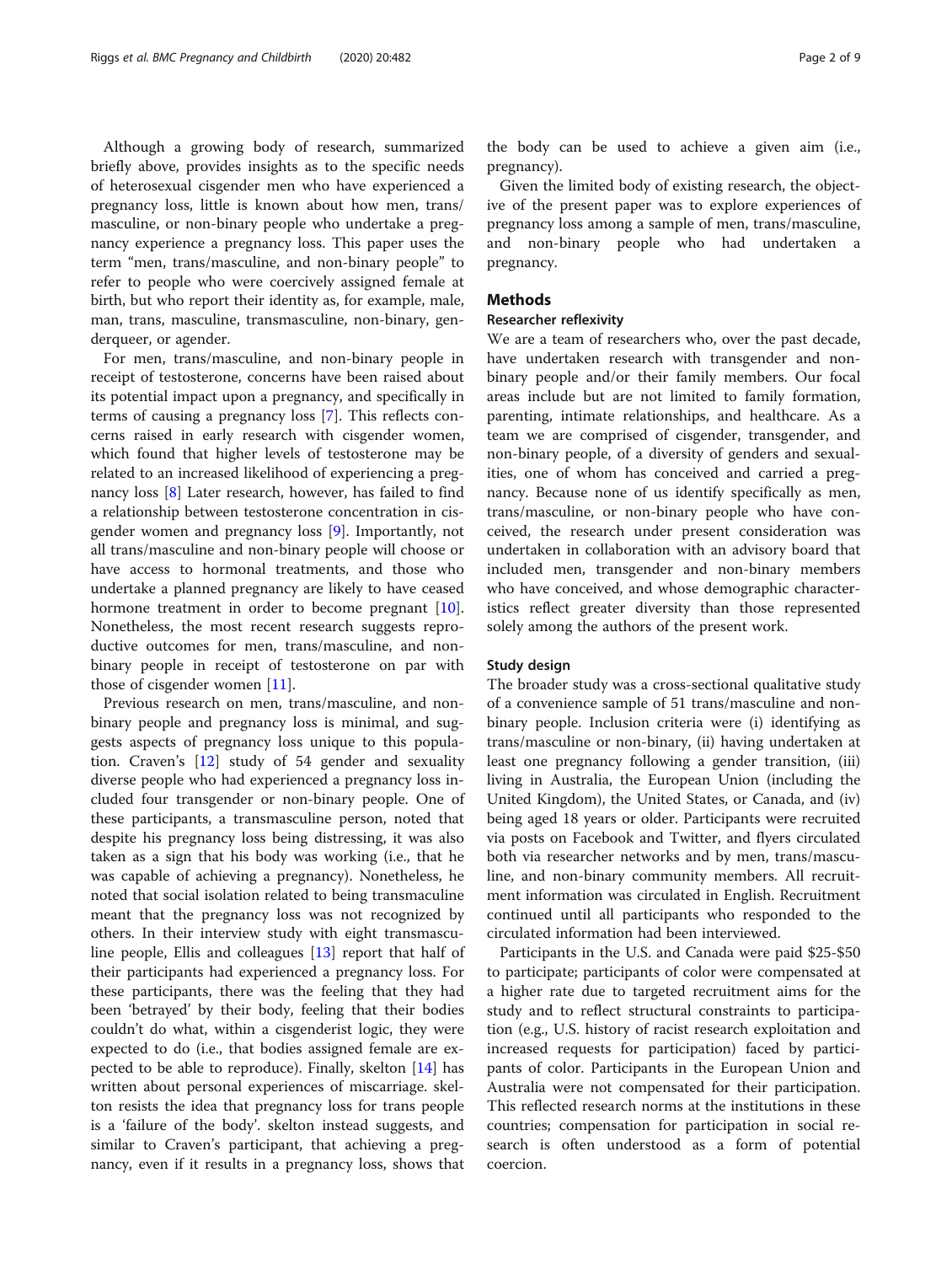Although a growing body of research, summarized briefly above, provides insights as to the specific needs of heterosexual cisgender men who have experienced a pregnancy loss, little is known about how men, trans/masculine, or non-binary people who undertake a pregnancy experience a pregnancy loss. This paper uses the term "men, trans/masculine, and non-binary people" to refer to people who were coercively assigned female at birth, but who report their identity as, for example, male, man, trans, masculine, transmasculine, non-binary, genderqueer, or agender.

For men, trans/masculine, and non-binary people in receipt of testosterone, concerns have been raised about its potential impact upon a pregnancy, and specifically in terms of causing a pregnancy loss [7]. This reflects concerns raised in early research with cisgender women, which found that higher levels of testosterone may be related to an increased likelihood of experiencing a pregnancy loss [8] Later research, however, has failed to find a relationship between testosterone concentration in cisgender women and pregnancy loss [9]. Importantly, not all trans/masculine and non-binary people will choose or have access to hormonal treatments, and those who undertake a planned pregnancy are likely to have ceased hormone treatment in order to become pregnant [10]. Nonetheless, the most recent research suggests reproductive outcomes for men, trans/masculine, and non-binary people in receipt of testosterone on par with those of cisgender women [11].

Previous research on men, trans/masculine, and non-binary people and pregnancy loss is minimal, and suggests aspects of pregnancy loss unique to this population. Craven's [12] study of 54 gender and sexuality diverse people who had experienced a pregnancy loss included four transgender or non-binary people. One of these participants, a transmasculine person, noted that despite his pregnancy loss being distressing, it was also taken as a sign that his body was working (i.e., that he was capable of achieving a pregnancy). Nonetheless, he noted that social isolation related to being transmasculine meant that the pregnancy loss was not recognized by others. In their interview study with eight transmasculine people, Ellis and colleagues [13] report that half of their participants had experienced a pregnancy loss. For these participants, there was the feeling that they had been 'betrayed' by their body, feeling that their bodies couldn't do what, within a cisgenderist logic, they were expected to do (i.e., that bodies assigned female are expected to be able to reproduce). Finally, skelton [14] has written about personal experiences of miscarriage. skelton resists the idea that pregnancy loss for trans people is a 'failure of the body'. skelton instead suggests, and similar to Craven's participant, that achieving a pregnancy, even if it results in a pregnancy loss, shows that the body can be used to achieve a given aim (i.e., pregnancy).

Given the limited body of existing research, the objective of the present paper was to explore experiences of pregnancy loss among a sample of men, trans/masculine, and non-binary people who had undertaken a pregnancy.

## Methods

### Researcher reflexivity

We are a team of researchers who, over the past decade, have undertaken research with transgender and non-binary people and/or their family members. Our focal areas include but are not limited to family formation, parenting, intimate relationships, and healthcare. As a team we are comprised of cisgender, transgender, and non-binary people, of a diversity of genders and sexualities, one of whom has conceived and carried a pregnancy. Because none of us identify specifically as men, trans/masculine, or non-binary people who have conceived, the research under present consideration was undertaken in collaboration with an advisory board that included men, transgender and non-binary members who have conceived, and whose demographic characteristics reflect greater diversity than those represented solely among the authors of the present work.

### Study design

The broader study was a cross-sectional qualitative study of a convenience sample of 51 trans/masculine and non-binary people. Inclusion criteria were (i) identifying as trans/masculine or non-binary, (ii) having undertaken at least one pregnancy following a gender transition, (iii) living in Australia, the European Union (including the United Kingdom), the United States, or Canada, and (iv) being aged 18 years or older. Participants were recruited via posts on Facebook and Twitter, and flyers circulated both via researcher networks and by men, trans/masculine, and non-binary community members. All recruitment information was circulated in English. Recruitment continued until all participants who responded to the circulated information had been interviewed.

Participants in the U.S. and Canada were paid $25-$50 to participate; participants of color were compensated at a higher rate due to targeted recruitment aims for the study and to reflect structural constraints to participation (e.g., U.S. history of racist research exploitation and increased requests for participation) faced by participants of color. Participants in the European Union and Australia were not compensated for their participation. This reflected research norms at the institutions in these countries; compensation for participation in social research is often understood as a form of potential coercion.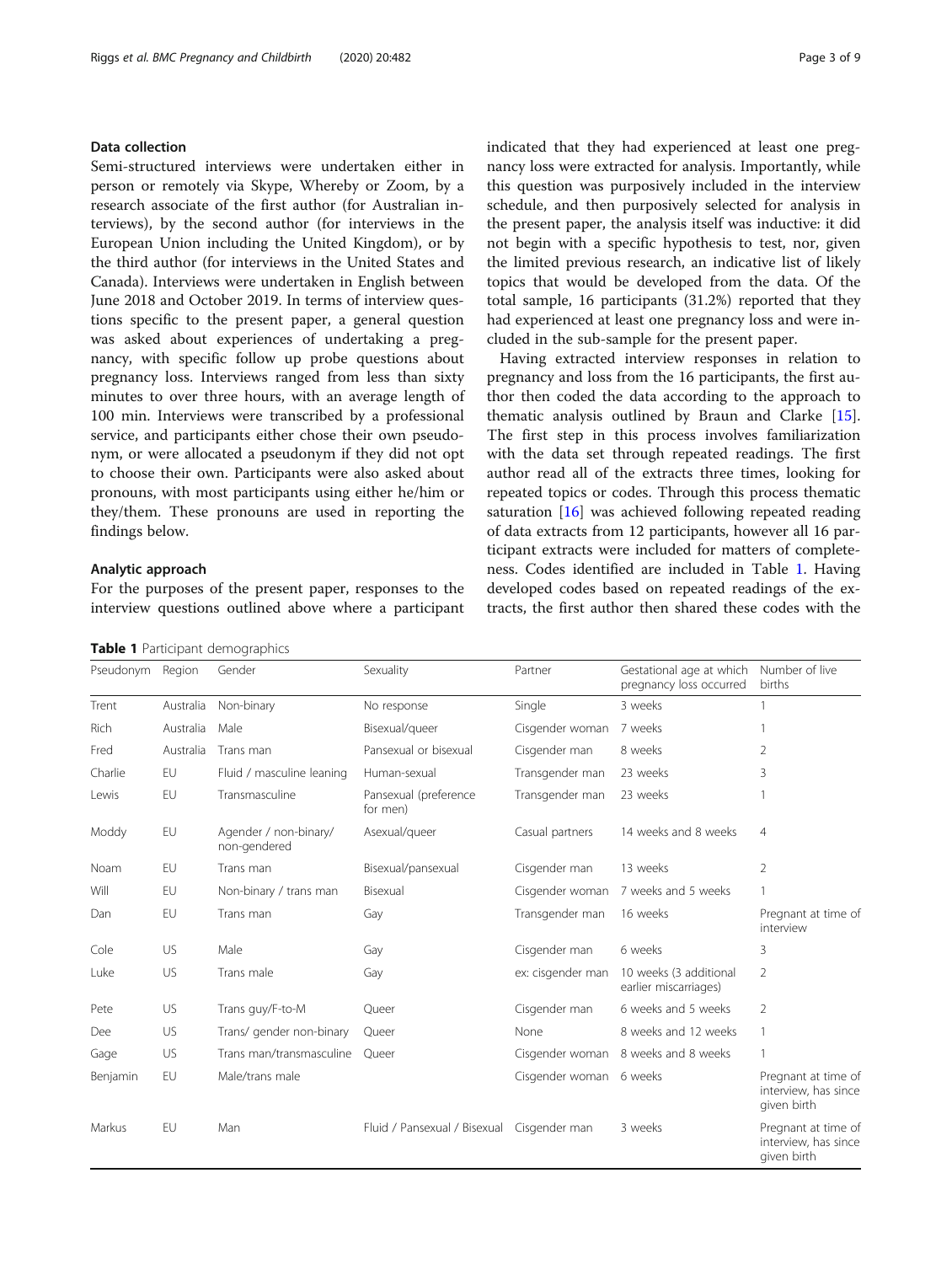### Data collection

Semi-structured interviews were undertaken either in person or remotely via Skype, Whereby or Zoom, by a research associate of the first author (for Australian interviews), by the second author (for interviews in the European Union including the United Kingdom), or by the third author (for interviews in the United States and Canada). Interviews were undertaken in English between June 2018 and October 2019. In terms of interview questions specific to the present paper, a general question was asked about experiences of undertaking a pregnancy, with specific follow up probe questions about pregnancy loss. Interviews ranged from less than sixty minutes to over three hours, with an average length of 100 min. Interviews were transcribed by a professional service, and participants either chose their own pseudonym, or were allocated a pseudonym if they did not opt to choose their own. Participants were also asked about pronouns, with most participants using either he/him or they/them. These pronouns are used in reporting the findings below.

### Analytic approach

For the purposes of the present paper, responses to the interview questions outlined above where a participant indicated that they had experienced at least one pregnancy loss were extracted for analysis. Importantly, while this question was purposively included in the interview schedule, and then purposively selected for analysis in the present paper, the analysis itself was inductive: it did not begin with a specific hypothesis to test, nor, given the limited previous research, an indicative list of likely topics that would be developed from the data. Of the total sample, 16 participants (31.2%) reported that they had experienced at least one pregnancy loss and were included in the sub-sample for the present paper.

Having extracted interview responses in relation to pregnancy and loss from the 16 participants, the first author then coded the data according to the approach to thematic analysis outlined by Braun and Clarke [15]. The first step in this process involves familiarization with the data set through repeated readings. The first author read all of the extracts three times, looking for repeated topics or codes. Through this process thematic saturation [16] was achieved following repeated reading of data extracts from 12 participants, however all 16 participant extracts were included for matters of completeness. Codes identified are included in Table 1. Having developed codes based on repeated readings of the extracts, the first author then shared these codes with the

**Table 1** Participant demographics

| Pseudonym | Region | Gender | Sexuality | Partner | Gestational age at which pregnancy loss occurred | Number of live births |
|---|---|---|---|---|---|---|
| Trent | Australia | Non-binary | No response | Single | 3 weeks | 1 |
| Rich | Australia | Male | Bisexual/queer | Cisgender woman | 7 weeks | 1 |
| Fred | Australia | Trans man | Pansexual or bisexual | Cisgender man | 8 weeks | 2 |
| Charlie | EU | Fluid / masculine leaning | Human-sexual | Transgender man | 23 weeks | 3 |
| Lewis | EU | Transmasculine | Pansexual (preference for men) | Transgender man | 23 weeks | 1 |
| Moddy | EU | Agender / non-binary/ non-gendered | Asexual/queer | Casual partners | 14 weeks and 8 weeks | 4 |
| Noam | EU | Trans man | Bisexual/pansexual | Cisgender man | 13 weeks | 2 |
| Will | EU | Non-binary / trans man | Bisexual | Cisgender woman | 7 weeks and 5 weeks | 1 |
| Dan | EU | Trans man | Gay | Transgender man | 16 weeks | Pregnant at time of interview |
| Cole | US | Male | Gay | Cisgender man | 6 weeks | 3 |
| Luke | US | Trans male | Gay | ex: cisgender man | 10 weeks (3 additional earlier miscarriages) | 2 |
| Pete | US | Trans guy/F-to-M | Queer | Cisgender man | 6 weeks and 5 weeks | 2 |
| Dee | US | Trans/ gender non-binary | Queer | None | 8 weeks and 12 weeks | 1 |
| Gage | US | Trans man/transmasculine | Queer | Cisgender woman | 8 weeks and 8 weeks | 1 |
| Benjamin | EU | Male/trans male | | Cisgender woman | 6 weeks | Pregnant at time of interview, has since given birth |
| Markus | EU | Man | Fluid / Pansexual / Bisexual | Cisgender man | 3 weeks | Pregnant at time of interview, has since given birth |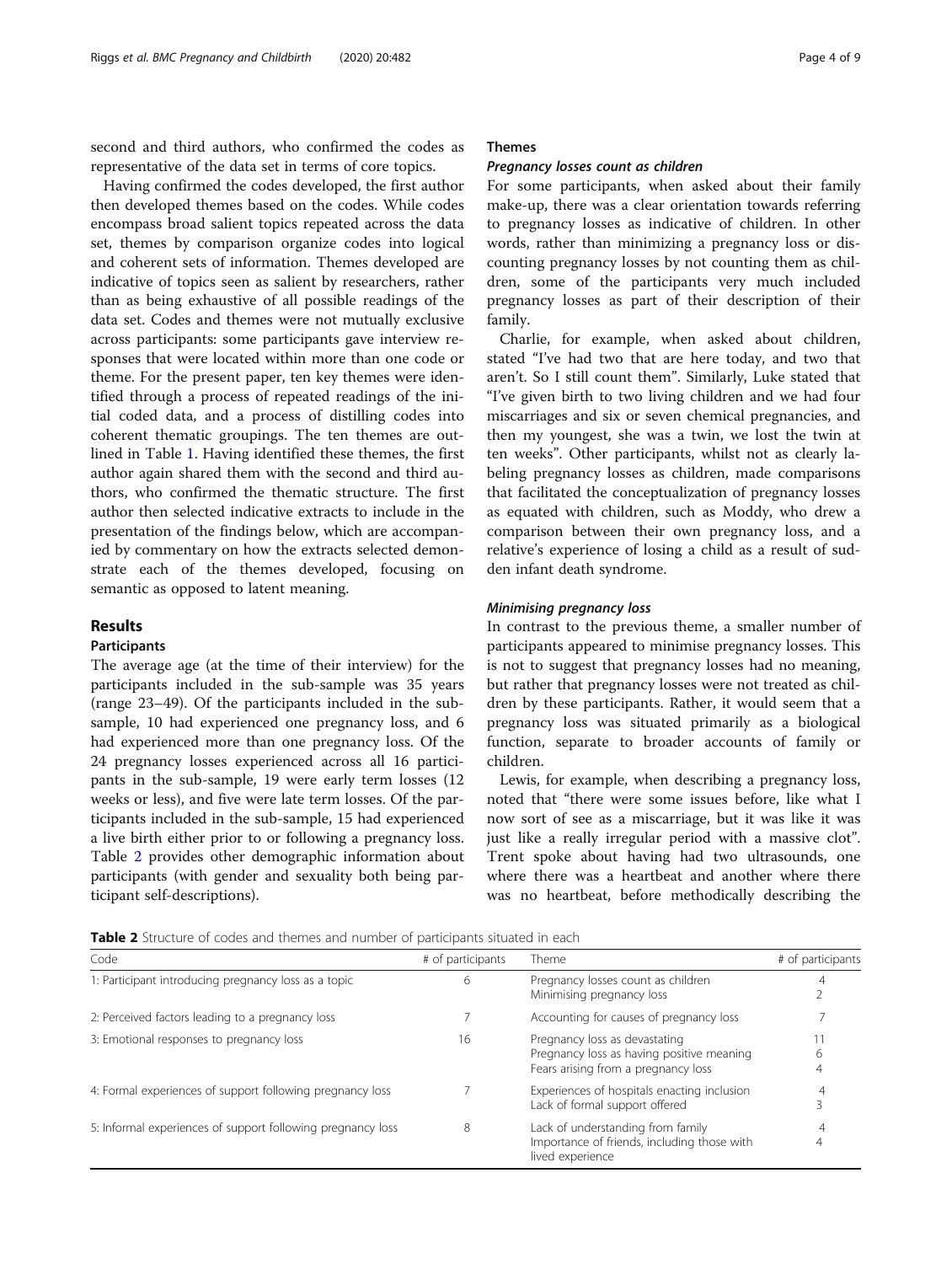second and third authors, who confirmed the codes as representative of the data set in terms of core topics.

Having confirmed the codes developed, the first author then developed themes based on the codes. While codes encompass broad salient topics repeated across the data set, themes by comparison organize codes into logical and coherent sets of information. Themes developed are indicative of topics seen as salient by researchers, rather than as being exhaustive of all possible readings of the data set. Codes and themes were not mutually exclusive across participants: some participants gave interview responses that were located within more than one code or theme. For the present paper, ten key themes were identified through a process of repeated readings of the initial coded data, and a process of distilling codes into coherent thematic groupings. The ten themes are outlined in Table 1. Having identified these themes, the first author again shared them with the second and third authors, who confirmed the thematic structure. The first author then selected indicative extracts to include in the presentation of the findings below, which are accompanied by commentary on how the extracts selected demonstrate each of the themes developed, focusing on semantic as opposed to latent meaning.

## Results

### Participants

The average age (at the time of their interview) for the participants included in the sub-sample was 35 years (range 23–49). Of the participants included in the sub-sample, 10 had experienced one pregnancy loss, and 6 had experienced more than one pregnancy loss. Of the 24 pregnancy losses experienced across all 16 participants in the sub-sample, 19 were early term losses (12 weeks or less), and five were late term losses. Of the participants included in the sub-sample, 15 had experienced a live birth either prior to or following a pregnancy loss. Table 2 provides other demographic information about participants (with gender and sexuality both being participant self-descriptions).

### Themes

#### *Pregnancy losses count as children*

For some participants, when asked about their family make-up, there was a clear orientation towards referring to pregnancy losses as indicative of children. In other words, rather than minimizing a pregnancy loss or discounting pregnancy losses by not counting them as children, some of the participants very much included pregnancy losses as part of their description of their family.

Charlie, for example, when asked about children, stated "I've had two that are here today, and two that aren't. So I still count them". Similarly, Luke stated that "I've given birth to two living children and we had four miscarriages and six or seven chemical pregnancies, and then my youngest, she was a twin, we lost the twin at ten weeks". Other participants, whilst not as clearly labeling pregnancy losses as children, made comparisons that facilitated the conceptualization of pregnancy losses as equated with children, such as Moddy, who drew a comparison between their own pregnancy loss, and a relative's experience of losing a child as a result of sudden infant death syndrome.

#### *Minimising pregnancy loss*

In contrast to the previous theme, a smaller number of participants appeared to minimise pregnancy losses. This is not to suggest that pregnancy losses had no meaning, but rather that pregnancy losses were not treated as children by these participants. Rather, it would seem that a pregnancy loss was situated primarily as a biological function, separate to broader accounts of family or children.

Lewis, for example, when describing a pregnancy loss, noted that "there were some issues before, like what I now sort of see as a miscarriage, but it was like it was just like a really irregular period with a massive clot". Trent spoke about having had two ultrasounds, one where there was a heartbeat and another where there was no heartbeat, before methodically describing the

**Table 2** Structure of codes and themes and number of participants situated in each

| Code | # of participants | Theme | # of participants |
|---|---|---|---|
| 1: Participant introducing pregnancy loss as a topic | 6 | Pregnancy losses count as children | 4 |
| | | Minimising pregnancy loss | 2 |
| 2: Perceived factors leading to a pregnancy loss | 7 | Accounting for causes of pregnancy loss | 7 |
| 3: Emotional responses to pregnancy loss | 16 | Pregnancy loss as devastating | 11 |
| | | Pregnancy loss as having positive meaning | 6 |
| | | Fears arising from a pregnancy loss | 4 |
| 4: Formal experiences of support following pregnancy loss | 7 | Experiences of hospitals enacting inclusion | 4 |
| | | Lack of formal support offered | 3 |
| 5: Informal experiences of support following pregnancy loss | 8 | Lack of understanding from family | 4 |
| | | Importance of friends, including those with lived experience | 4 |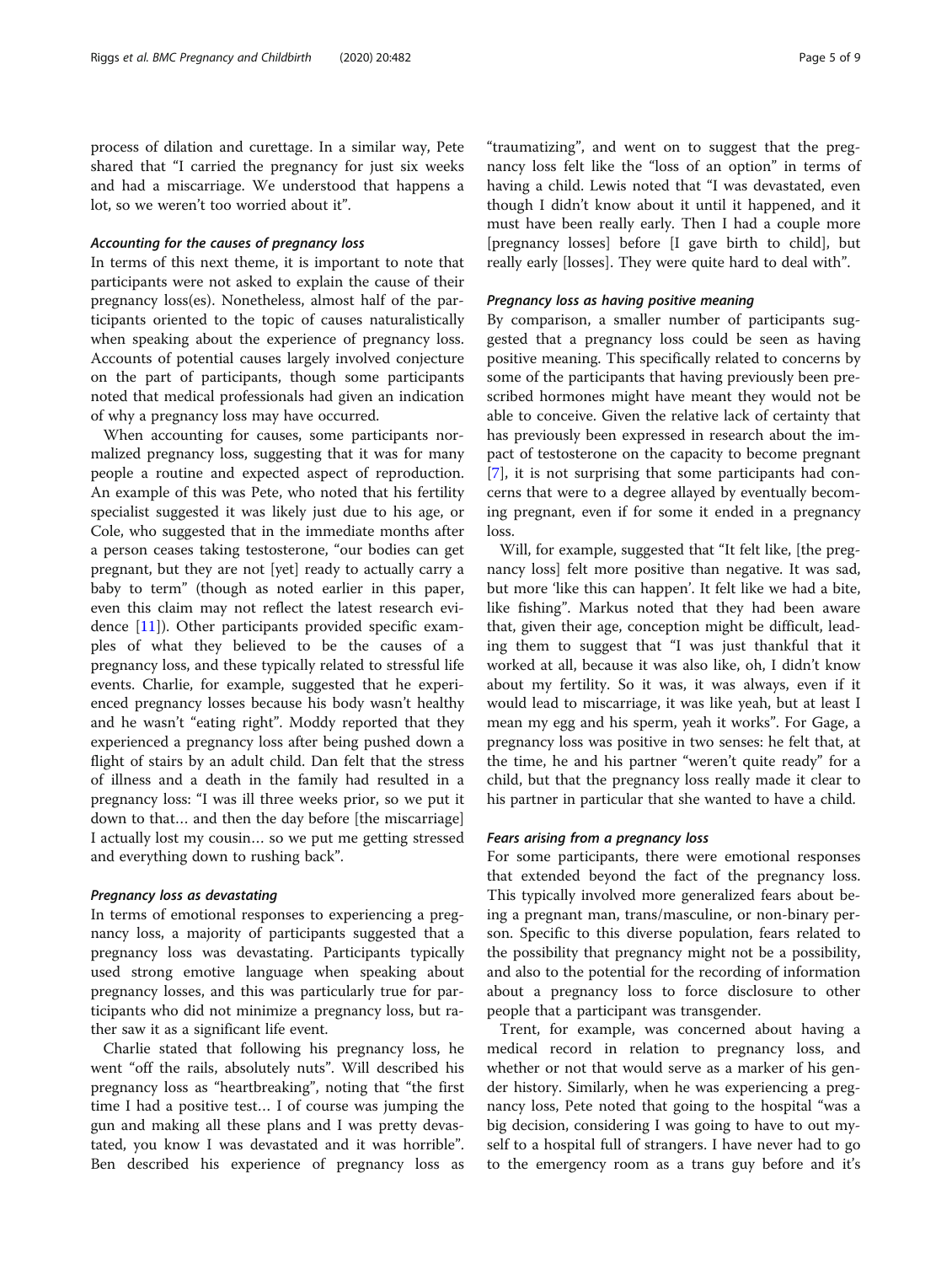process of dilation and curettage. In a similar way, Pete shared that "I carried the pregnancy for just six weeks and had a miscarriage. We understood that happens a lot, so we weren't too worried about it".

#### *Accounting for the causes of pregnancy loss*

In terms of this next theme, it is important to note that participants were not asked to explain the cause of their pregnancy loss(es). Nonetheless, almost half of the participants oriented to the topic of causes naturalistically when speaking about the experience of pregnancy loss. Accounts of potential causes largely involved conjecture on the part of participants, though some participants noted that medical professionals had given an indication of why a pregnancy loss may have occurred.

When accounting for causes, some participants normalized pregnancy loss, suggesting that it was for many people a routine and expected aspect of reproduction. An example of this was Pete, who noted that his fertility specialist suggested it was likely just due to his age, or Cole, who suggested that in the immediate months after a person ceases taking testosterone, "our bodies can get pregnant, but they are not [yet] ready to actually carry a baby to term" (though as noted earlier in this paper, even this claim may not reflect the latest research evidence [11]). Other participants provided specific examples of what they believed to be the causes of a pregnancy loss, and these typically related to stressful life events. Charlie, for example, suggested that he experienced pregnancy losses because his body wasn't healthy and he wasn't "eating right". Moddy reported that they experienced a pregnancy loss after being pushed down a flight of stairs by an adult child. Dan felt that the stress of illness and a death in the family had resulted in a pregnancy loss: "I was ill three weeks prior, so we put it down to that… and then the day before [the miscarriage] I actually lost my cousin… so we put me getting stressed and everything down to rushing back".

#### *Pregnancy loss as devastating*

In terms of emotional responses to experiencing a pregnancy loss, a majority of participants suggested that a pregnancy loss was devastating. Participants typically used strong emotive language when speaking about pregnancy losses, and this was particularly true for participants who did not minimize a pregnancy loss, but rather saw it as a significant life event.

Charlie stated that following his pregnancy loss, he went "off the rails, absolutely nuts". Will described his pregnancy loss as "heartbreaking", noting that "the first time I had a positive test… I of course was jumping the gun and making all these plans and I was pretty devastated, you know I was devastated and it was horrible". Ben described his experience of pregnancy loss as "traumatizing", and went on to suggest that the pregnancy loss felt like the "loss of an option" in terms of having a child. Lewis noted that "I was devastated, even though I didn't know about it until it happened, and it must have been really early. Then I had a couple more [pregnancy losses] before [I gave birth to child], but really early [losses]. They were quite hard to deal with".

#### *Pregnancy loss as having positive meaning*

By comparison, a smaller number of participants suggested that a pregnancy loss could be seen as having positive meaning. This specifically related to concerns by some of the participants that having previously been prescribed hormones might have meant they would not be able to conceive. Given the relative lack of certainty that has previously been expressed in research about the impact of testosterone on the capacity to become pregnant [7], it is not surprising that some participants had concerns that were to a degree allayed by eventually becoming pregnant, even if for some it ended in a pregnancy loss.

Will, for example, suggested that "It felt like, [the pregnancy loss] felt more positive than negative. It was sad, but more 'like this can happen'. It felt like we had a bite, like fishing". Markus noted that they had been aware that, given their age, conception might be difficult, leading them to suggest that "I was just thankful that it worked at all, because it was also like, oh, I didn't know about my fertility. So it was, it was always, even if it would lead to miscarriage, it was like yeah, but at least I mean my egg and his sperm, yeah it works". For Gage, a pregnancy loss was positive in two senses: he felt that, at the time, he and his partner "weren't quite ready" for a child, but that the pregnancy loss really made it clear to his partner in particular that she wanted to have a child.

#### *Fears arising from a pregnancy loss*

For some participants, there were emotional responses that extended beyond the fact of the pregnancy loss. This typically involved more generalized fears about being a pregnant man, trans/masculine, or non-binary person. Specific to this diverse population, fears related to the possibility that pregnancy might not be a possibility, and also to the potential for the recording of information about a pregnancy loss to force disclosure to other people that a participant was transgender.

Trent, for example, was concerned about having a medical record in relation to pregnancy loss, and whether or not that would serve as a marker of his gender history. Similarly, when he was experiencing a pregnancy loss, Pete noted that going to the hospital "was a big decision, considering I was going to have to out myself to a hospital full of strangers. I have never had to go to the emergency room as a trans guy before and it's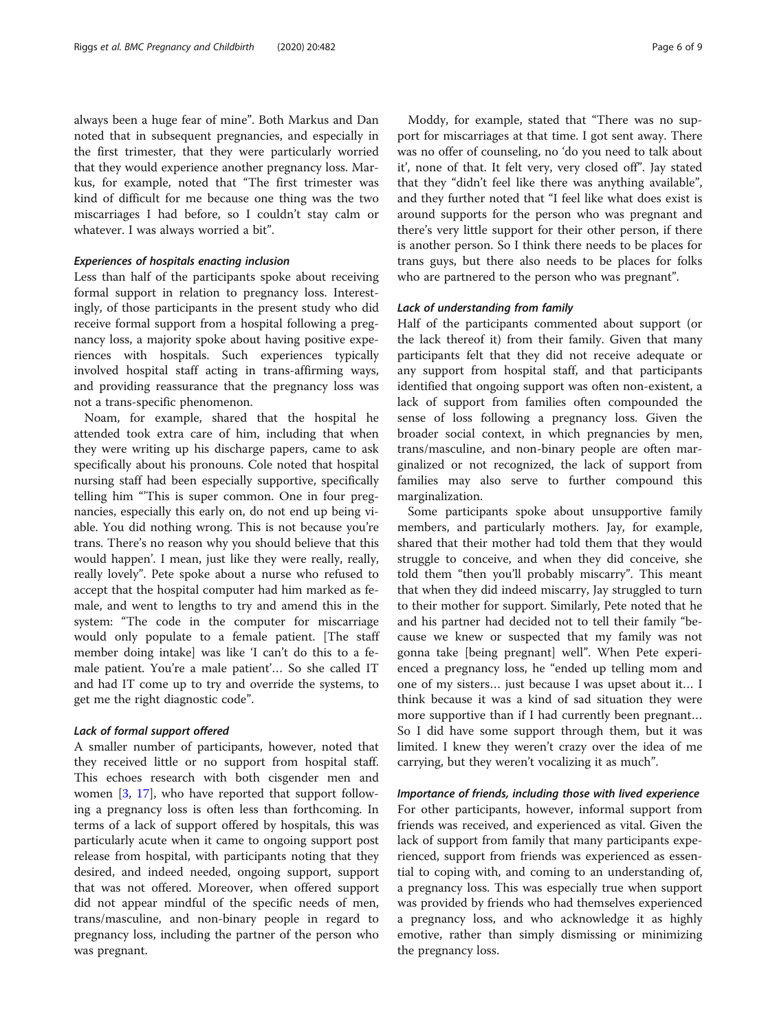always been a huge fear of mine". Both Markus and Dan noted that in subsequent pregnancies, and especially in the first trimester, that they were particularly worried that they would experience another pregnancy loss. Markus, for example, noted that "The first trimester was kind of difficult for me because one thing was the two miscarriages I had before, so I couldn't stay calm or whatever. I was always worried a bit".

#### *Experiences of hospitals enacting inclusion*

Less than half of the participants spoke about receiving formal support in relation to pregnancy loss. Interestingly, of those participants in the present study who did receive formal support from a hospital following a pregnancy loss, a majority spoke about having positive experiences with hospitals. Such experiences typically involved hospital staff acting in trans-affirming ways, and providing reassurance that the pregnancy loss was not a trans-specific phenomenon.

Noam, for example, shared that the hospital he attended took extra care of him, including that when they were writing up his discharge papers, came to ask specifically about his pronouns. Cole noted that hospital nursing staff had been especially supportive, specifically telling him "'This is super common. One in four pregnancies, especially this early on, do not end up being viable. You did nothing wrong. This is not because you're trans. There's no reason why you should believe that this would happen'. I mean, just like they were really, really, really lovely". Pete spoke about a nurse who refused to accept that the hospital computer had him marked as female, and went to lengths to try and amend this in the system: "The code in the computer for miscarriage would only populate to a female patient. [The staff member doing intake] was like 'I can't do this to a female patient. You're a male patient'… So she called IT and had IT come up to try and override the systems, to get me the right diagnostic code".

#### *Lack of formal support offered*

A smaller number of participants, however, noted that they received little or no support from hospital staff. This echoes research with both cisgender men and women [3, 17], who have reported that support following a pregnancy loss is often less than forthcoming. In terms of a lack of support offered by hospitals, this was particularly acute when it came to ongoing support post release from hospital, with participants noting that they desired, and indeed needed, ongoing support, support that was not offered. Moreover, when offered support did not appear mindful of the specific needs of men, trans/masculine, and non-binary people in regard to pregnancy loss, including the partner of the person who was pregnant.

Moddy, for example, stated that "There was no support for miscarriages at that time. I got sent away. There was no offer of counseling, no 'do you need to talk about it', none of that. It felt very, very closed off". Jay stated that they "didn't feel like there was anything available", and they further noted that "I feel like what does exist is around supports for the person who was pregnant and there's very little support for their other person, if there is another person. So I think there needs to be places for trans guys, but there also needs to be places for folks who are partnered to the person who was pregnant".

#### *Lack of understanding from family*

Half of the participants commented about support (or the lack thereof it) from their family. Given that many participants felt that they did not receive adequate or any support from hospital staff, and that participants identified that ongoing support was often non-existent, a lack of support from families often compounded the sense of loss following a pregnancy loss. Given the broader social context, in which pregnancies by men, trans/masculine, and non-binary people are often marginalized or not recognized, the lack of support from families may also serve to further compound this marginalization.

Some participants spoke about unsupportive family members, and particularly mothers. Jay, for example, shared that their mother had told them that they would struggle to conceive, and when they did conceive, she told them "then you'll probably miscarry". This meant that when they did indeed miscarry, Jay struggled to turn to their mother for support. Similarly, Pete noted that he and his partner had decided not to tell their family "because we knew or suspected that my family was not gonna take [being pregnant] well". When Pete experienced a pregnancy loss, he "ended up telling mom and one of my sisters… just because I was upset about it… I think because it was a kind of sad situation they were more supportive than if I had currently been pregnant… So I did have some support through them, but it was limited. I knew they weren't crazy over the idea of me carrying, but they weren't vocalizing it as much".

#### *Importance of friends, including those with lived experience*

For other participants, however, informal support from friends was received, and experienced as vital. Given the lack of support from family that many participants experienced, support from friends was experienced as essential to coping with, and coming to an understanding of, a pregnancy loss. This was especially true when support was provided by friends who had themselves experienced a pregnancy loss, and who acknowledge it as highly emotive, rather than simply dismissing or minimizing the pregnancy loss.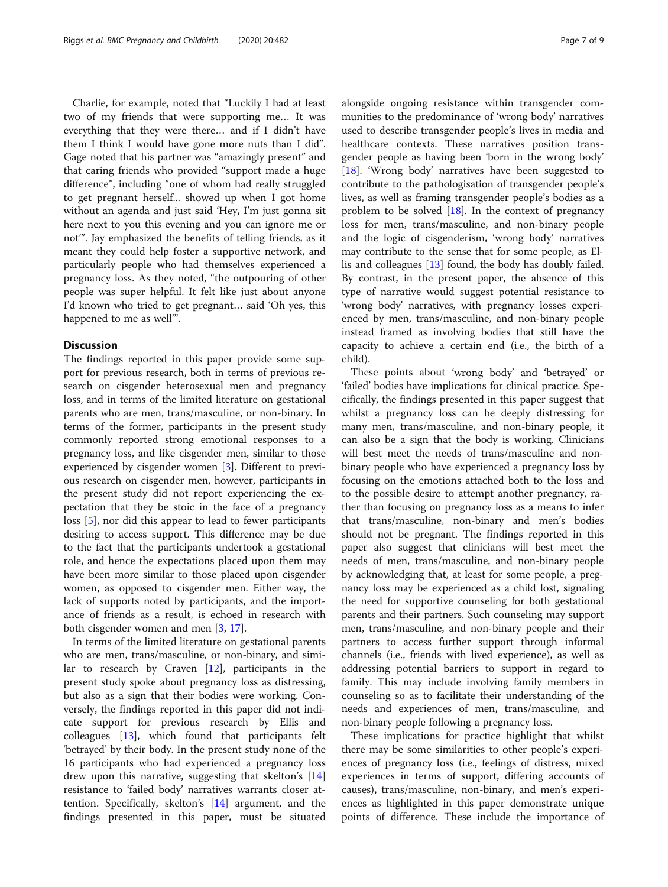Charlie, for example, noted that "Luckily I had at least two of my friends that were supporting me… It was everything that they were there… and if I didn't have them I think I would have gone more nuts than I did". Gage noted that his partner was "amazingly present" and that caring friends who provided "support made a huge difference", including "one of whom had really struggled to get pregnant herself... showed up when I got home without an agenda and just said 'Hey, I'm just gonna sit here next to you this evening and you can ignore me or not'". Jay emphasized the benefits of telling friends, as it meant they could help foster a supportive network, and particularly people who had themselves experienced a pregnancy loss. As they noted, "the outpouring of other people was super helpful. It felt like just about anyone I'd known who tried to get pregnant… said 'Oh yes, this happened to me as well'".

## Discussion

The findings reported in this paper provide some support for previous research, both in terms of previous research on cisgender heterosexual men and pregnancy loss, and in terms of the limited literature on gestational parents who are men, trans/masculine, or non-binary. In terms of the former, participants in the present study commonly reported strong emotional responses to a pregnancy loss, and like cisgender men, similar to those experienced by cisgender women [3]. Different to previous research on cisgender men, however, participants in the present study did not report experiencing the expectation that they be stoic in the face of a pregnancy loss [5], nor did this appear to lead to fewer participants desiring to access support. This difference may be due to the fact that the participants undertook a gestational role, and hence the expectations placed upon them may have been more similar to those placed upon cisgender women, as opposed to cisgender men. Either way, the lack of supports noted by participants, and the importance of friends as a result, is echoed in research with both cisgender women and men [3, 17].

In terms of the limited literature on gestational parents who are men, trans/masculine, or non-binary, and similar to research by Craven [12], participants in the present study spoke about pregnancy loss as distressing, but also as a sign that their bodies were working. Conversely, the findings reported in this paper did not indicate support for previous research by Ellis and colleagues [13], which found that participants felt 'betrayed' by their body. In the present study none of the 16 participants who had experienced a pregnancy loss drew upon this narrative, suggesting that skelton's [14] resistance to 'failed body' narratives warrants closer attention. Specifically, skelton's [14] argument, and the findings presented in this paper, must be situated alongside ongoing resistance within transgender communities to the predominance of 'wrong body' narratives used to describe transgender people's lives in media and healthcare contexts. These narratives position transgender people as having been 'born in the wrong body' [18]. 'Wrong body' narratives have been suggested to contribute to the pathologisation of transgender people's lives, as well as framing transgender people's bodies as a problem to be solved [18]. In the context of pregnancy loss for men, trans/masculine, and non-binary people and the logic of cisgenderism, 'wrong body' narratives may contribute to the sense that for some people, as Ellis and colleagues [13] found, the body has doubly failed. By contrast, in the present paper, the absence of this type of narrative would suggest potential resistance to 'wrong body' narratives, with pregnancy losses experienced by men, trans/masculine, and non-binary people instead framed as involving bodies that still have the capacity to achieve a certain end (i.e., the birth of a child).

These points about 'wrong body' and 'betrayed' or 'failed' bodies have implications for clinical practice. Specifically, the findings presented in this paper suggest that whilst a pregnancy loss can be deeply distressing for many men, trans/masculine, and non-binary people, it can also be a sign that the body is working. Clinicians will best meet the needs of trans/masculine and non-binary people who have experienced a pregnancy loss by focusing on the emotions attached both to the loss and to the possible desire to attempt another pregnancy, rather than focusing on pregnancy loss as a means to infer that trans/masculine, non-binary and men's bodies should not be pregnant. The findings reported in this paper also suggest that clinicians will best meet the needs of men, trans/masculine, and non-binary people by acknowledging that, at least for some people, a pregnancy loss may be experienced as a child lost, signaling the need for supportive counseling for both gestational parents and their partners. Such counseling may support men, trans/masculine, and non-binary people and their partners to access further support through informal channels (i.e., friends with lived experience), as well as addressing potential barriers to support in regard to family. This may include involving family members in counseling so as to facilitate their understanding of the needs and experiences of men, trans/masculine, and non-binary people following a pregnancy loss.

These implications for practice highlight that whilst there may be some similarities to other people's experiences of pregnancy loss (i.e., feelings of distress, mixed experiences in terms of support, differing accounts of causes), trans/masculine, non-binary, and men's experiences as highlighted in this paper demonstrate unique points of difference. These include the importance of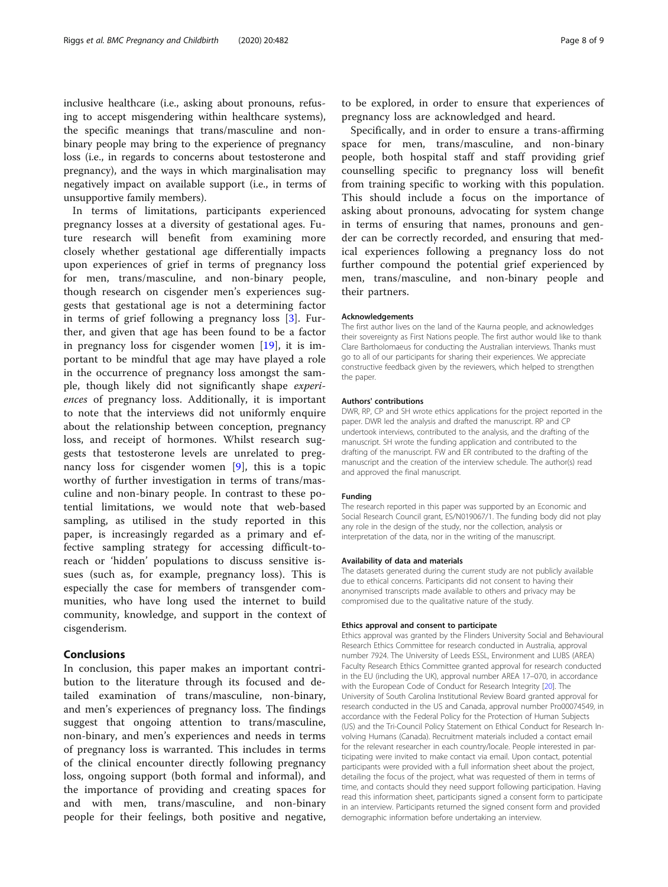inclusive healthcare (i.e., asking about pronouns, refusing to accept misgendering within healthcare systems), the specific meanings that trans/masculine and non-binary people may bring to the experience of pregnancy loss (i.e., in regards to concerns about testosterone and pregnancy), and the ways in which marginalisation may negatively impact on available support (i.e., in terms of unsupportive family members).

In terms of limitations, participants experienced pregnancy losses at a diversity of gestational ages. Future research will benefit from examining more closely whether gestational age differentially impacts upon experiences of grief in terms of pregnancy loss for men, trans/masculine, and non-binary people, though research on cisgender men's experiences suggests that gestational age is not a determining factor in terms of grief following a pregnancy loss [3]. Further, and given that age has been found to be a factor in pregnancy loss for cisgender women [19], it is important to be mindful that age may have played a role in the occurrence of pregnancy loss amongst the sample, though likely did not significantly shape *experiences* of pregnancy loss. Additionally, it is important to note that the interviews did not uniformly enquire about the relationship between conception, pregnancy loss, and receipt of hormones. Whilst research suggests that testosterone levels are unrelated to pregnancy loss for cisgender women [9], this is a topic worthy of further investigation in terms of trans/masculine and non-binary people. In contrast to these potential limitations, we would note that web-based sampling, as utilised in the study reported in this paper, is increasingly regarded as a primary and effective sampling strategy for accessing difficult-to-reach or 'hidden' populations to discuss sensitive issues (such as, for example, pregnancy loss). This is especially the case for members of transgender communities, who have long used the internet to build community, knowledge, and support in the context of cisgenderism.

## Conclusions

In conclusion, this paper makes an important contribution to the literature through its focused and detailed examination of trans/masculine, non-binary, and men's experiences of pregnancy loss. The findings suggest that ongoing attention to trans/masculine, non-binary, and men's experiences and needs in terms of pregnancy loss is warranted. This includes in terms of the clinical encounter directly following pregnancy loss, ongoing support (both formal and informal), and the importance of providing and creating spaces for and with men, trans/masculine, and non-binary people for their feelings, both positive and negative, to be explored, in order to ensure that experiences of pregnancy loss are acknowledged and heard.

Specifically, and in order to ensure a trans-affirming space for men, trans/masculine, and non-binary people, both hospital staff and staff providing grief counselling specific to pregnancy loss will benefit from training specific to working with this population. This should include a focus on the importance of asking about pronouns, advocating for system change in terms of ensuring that names, pronouns and gender can be correctly recorded, and ensuring that medical experiences following a pregnancy loss do not further compound the potential grief experienced by men, trans/masculine, and non-binary people and their partners.

#### Acknowledgements

The first author lives on the land of the Kaurna people, and acknowledges their sovereignty as First Nations people. The first author would like to thank Clare Bartholomaeus for conducting the Australian interviews. Thanks must go to all of our participants for sharing their experiences. We appreciate constructive feedback given by the reviewers, which helped to strengthen the paper.

#### Authors' contributions

DWR, RP, CP and SH wrote ethics applications for the project reported in the paper. DWR led the analysis and drafted the manuscript. RP and CP undertook interviews, contributed to the analysis, and the drafting of the manuscript. SH wrote the funding application and contributed to the drafting of the manuscript. FW and ER contributed to the drafting of the manuscript and the creation of the interview schedule. The author(s) read and approved the final manuscript.

#### Funding

The research reported in this paper was supported by an Economic and Social Research Council grant, ES/N019067/1. The funding body did not play any role in the design of the study, nor the collection, analysis or interpretation of the data, nor in the writing of the manuscript.

#### Availability of data and materials

The datasets generated during the current study are not publicly available due to ethical concerns. Participants did not consent to having their anonymised transcripts made available to others and privacy may be compromised due to the qualitative nature of the study.

#### Ethics approval and consent to participate

Ethics approval was granted by the Flinders University Social and Behavioural Research Ethics Committee for research conducted in Australia, approval number 7924. The University of Leeds ESSL, Environment and LUBS (AREA) Faculty Research Ethics Committee granted approval for research conducted in the EU (including the UK), approval number AREA 17–070, in accordance with the European Code of Conduct for Research Integrity [20]. The University of South Carolina Institutional Review Board granted approval for research conducted in the US and Canada, approval number Pro00074549, in accordance with the Federal Policy for the Protection of Human Subjects (US) and the Tri-Council Policy Statement on Ethical Conduct for Research Involving Humans (Canada). Recruitment materials included a contact email for the relevant researcher in each country/locale. People interested in participating were invited to make contact via email. Upon contact, potential participants were provided with a full information sheet about the project, detailing the focus of the project, what was requested of them in terms of time, and contacts should they need support following participation. Having read this information sheet, participants signed a consent form to participate in an interview. Participants returned the signed consent form and provided demographic information before undertaking an interview.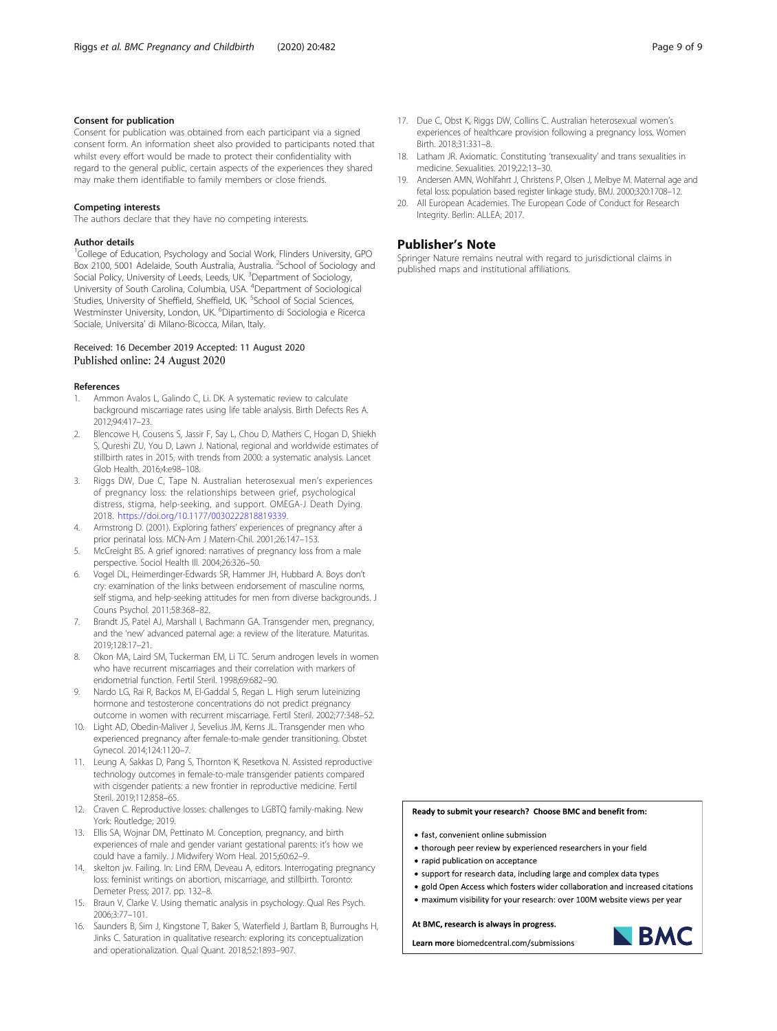### Consent for publication

Consent for publication was obtained from each participant via a signed consent form. An information sheet also provided to participants noted that whilst every effort would be made to protect their confidentiality with regard to the general public, certain aspects of the experiences they shared may make them identifiable to family members or close friends.

### Competing interests

The authors declare that they have no competing interests.

### Author details

[1]College of Education, Psychology and Social Work, Flinders University, GPO Box 2100, 5001 Adelaide, South Australia, Australia. [2]School of Sociology and Social Policy, University of Leeds, Leeds, UK. [3]Department of Sociology, University of South Carolina, Columbia, USA. [4]Department of Sociological Studies, University of Sheffield, Sheffield, UK. [5]School of Social Sciences, Westminster University, London, UK. [6]Dipartimento di Sociologia e Ricerca Sociale, Universita' di Milano-Bicocca, Milan, Italy.

Received: 16 December 2019 Accepted: 11 August 2020
Published online: 24 August 2020

### References

1. Ammon Avalos L, Galindo C, Li. DK. A systematic review to calculate background miscarriage rates using life table analysis. Birth Defects Res A. 2012;94:417–23.
2. Blencowe H, Cousens S, Jassir F, Say L, Chou D, Mathers C, Hogan D, Shiekh S, Qureshi ZU, You D, Lawn J. National, regional and worldwide estimates of stillbirth rates in 2015, with trends from 2000: a systematic analysis. Lancet Glob Health. 2016;4:e98–108.
3. Riggs DW, Due C, Tape N. Australian heterosexual men's experiences of pregnancy loss: the relationships between grief, psychological distress, stigma, help-seeking, and support. OMEGA-J Death Dying. 2018. https://doi.org/10.1177/0030222818819339.
4. Armstrong D. (2001). Exploring fathers' experiences of pregnancy after a prior perinatal loss. MCN-Am J Matern-Chil. 2001;26:147–153.
5. McCreight BS. A grief ignored: narratives of pregnancy loss from a male perspective. Sociol Health Ill. 2004;26:326–50.
6. Vogel DL, Heimerdinger-Edwards SR, Hammer JH, Hubbard A. Boys don't cry: examination of the links between endorsement of masculine norms, self stigma, and help-seeking attitudes for men from diverse backgrounds. J Couns Psychol. 2011;58:368–82.
7. Brandt JS, Patel AJ, Marshall I, Bachmann GA. Transgender men, pregnancy, and the 'new' advanced paternal age: a review of the literature. Maturitas. 2019;128:17–21.
8. Okon MA, Laird SM, Tuckerman EM, Li TC. Serum androgen levels in women who have recurrent miscarriages and their correlation with markers of endometrial function. Fertil Steril. 1998;69:682–90.
9. Nardo LG, Rai R, Backos M, El-Gaddal S, Regan L. High serum luteinizing hormone and testosterone concentrations do not predict pregnancy outcome in women with recurrent miscarriage. Fertil Steril. 2002;77:348–52.
10. Light AD, Obedin-Maliver J, Sevelius JM, Kerns JL. Transgender men who experienced pregnancy after female-to-male gender transitioning. Obstet Gynecol. 2014;124:1120–7.
11. Leung A, Sakkas D, Pang S, Thornton K, Resetkova N. Assisted reproductive technology outcomes in female-to-male transgender patients compared with cisgender patients: a new frontier in reproductive medicine. Fertil Steril. 2019;112:858–65.
12. Craven C. Reproductive losses: challenges to LGBTQ family-making. New York: Routledge; 2019.
13. Ellis SA, Wojnar DM, Pettinato M. Conception, pregnancy, and birth experiences of male and gender variant gestational parents: it's how we could have a family. J Midwifery Wom Heal. 2015;60:62–9.
14. skelton jw. Failing. In: Lind ERM, Deveau A, editors. Interrogating pregnancy loss: feminist writings on abortion, miscarriage, and stillbirth. Toronto: Demeter Press; 2017. pp. 132–8.
15. Braun V, Clarke V. Using thematic analysis in psychology. Qual Res Psych. 2006;3:77–101.
16. Saunders B, Sim J, Kingstone T, Baker S, Waterfield J, Bartlam B, Burroughs H, Jinks C. Saturation in qualitative research: exploring its conceptualization and operationalization. Qual Quant. 2018;52:1893–907.
17. Due C, Obst K, Riggs DW, Collins C. Australian heterosexual women's experiences of healthcare provision following a pregnancy loss. Women Birth. 2018;31:331–8.
18. Latham JR. Axiomatic. Constituting 'transexuality' and trans sexualities in medicine. Sexualities. 2019;22:13–30.
19. Andersen AMN, Wohlfahrt J, Christens P, Olsen J, Melbye M. Maternal age and fetal loss: population based register linkage study. BMJ. 2000;320:1708–12.
20. All European Academies. The European Code of Conduct for Research Integrity. Berlin: ALLEA; 2017.

## Publisher's Note

Springer Nature remains neutral with regard to jurisdictional claims in published maps and institutional affiliations.

**Ready to submit your research? Choose BMC and benefit from:**

- fast, convenient online submission
- thorough peer review by experienced researchers in your field
- rapid publication on acceptance
- support for research data, including large and complex data types
- gold Open Access which fosters wider collaboration and increased citations
- maximum visibility for your research: over 100M website views per year

**At BMC, research is always in progress.**

**Learn more** biomedcentral.com/submissions

BMC